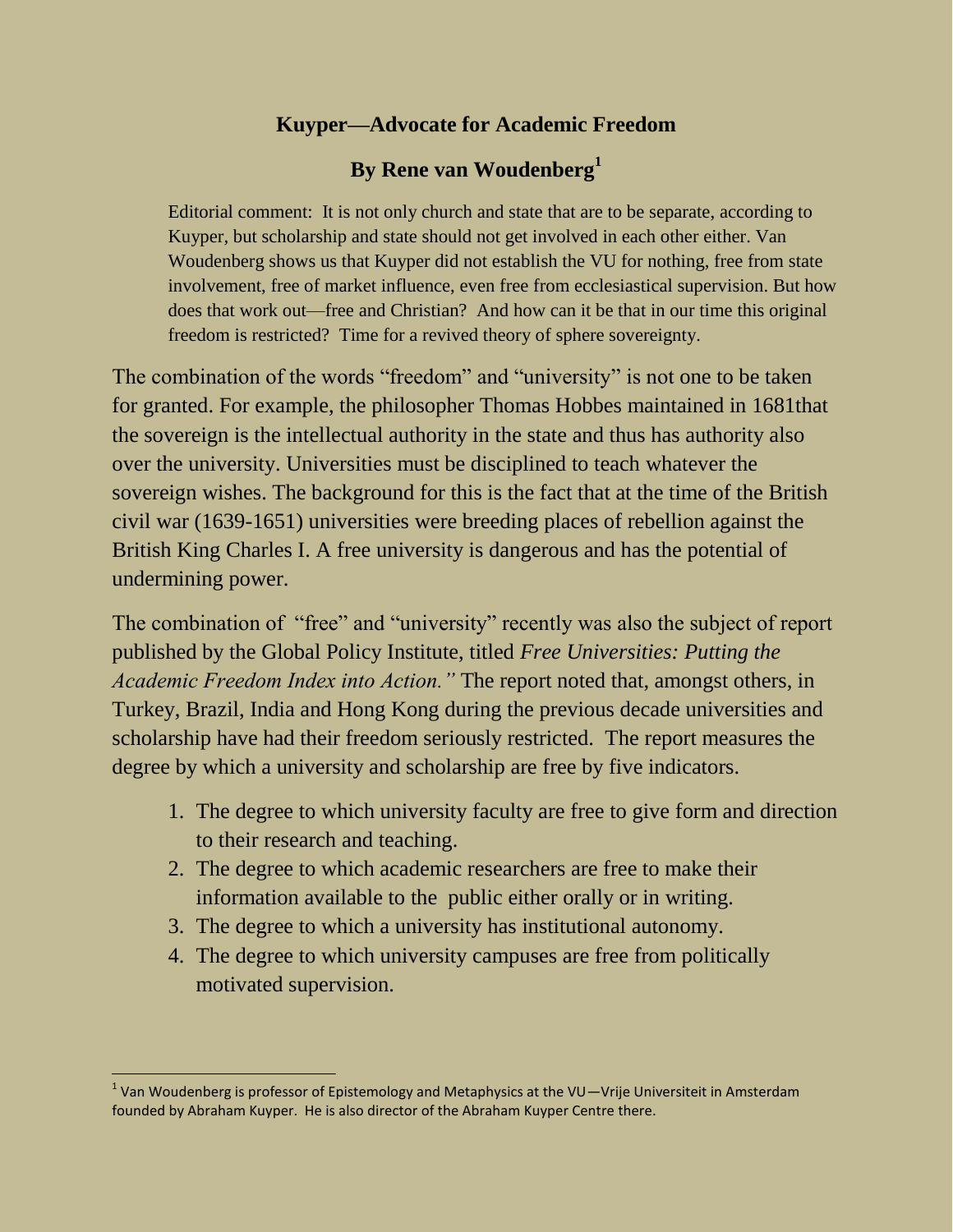# Kuyper—Advocate for Academic Freedom

## By Rene van Woudenberg[1]

Editorial comment: It is not only church and state that are to be separate, according to Kuyper, but scholarship and state should not get involved in each other either. Van Woudenberg shows us that Kuyper did not establish the VU for nothing, free from state involvement, free of market influence, even free from ecclesiastical supervision. But how does that work out—free and Christian? And how can it be that in our time this original freedom is restricted? Time for a revived theory of sphere sovereignty.

The combination of the words "freedom" and "university" is not one to be taken for granted. For example, the philosopher Thomas Hobbes maintained in 1681that the sovereign is the intellectual authority in the state and thus has authority also over the university. Universities must be disciplined to teach whatever the sovereign wishes. The background for this is the fact that at the time of the British civil war (1639-1651) universities were breeding places of rebellion against the British King Charles I. A free university is dangerous and has the potential of undermining power.

The combination of "free" and "university" recently was also the subject of report published by the Global Policy Institute, titled *Free Universities: Putting the Academic Freedom Index into Action."* The report noted that, amongst others, in Turkey, Brazil, India and Hong Kong during the previous decade universities and scholarship have had their freedom seriously restricted. The report measures the degree by which a university and scholarship are free by five indicators.

1. The degree to which university faculty are free to give form and direction to their research and teaching.
2. The degree to which academic researchers are free to make their information available to the public either orally or in writing.
3. The degree to which a university has institutional autonomy.
4. The degree to which university campuses are free from politically motivated supervision.

---

[1] Van Woudenberg is professor of Epistemology and Metaphysics at the VU—Vrije Universiteit in Amsterdam founded by Abraham Kuyper. He is also director of the Abraham Kuyper Centre there.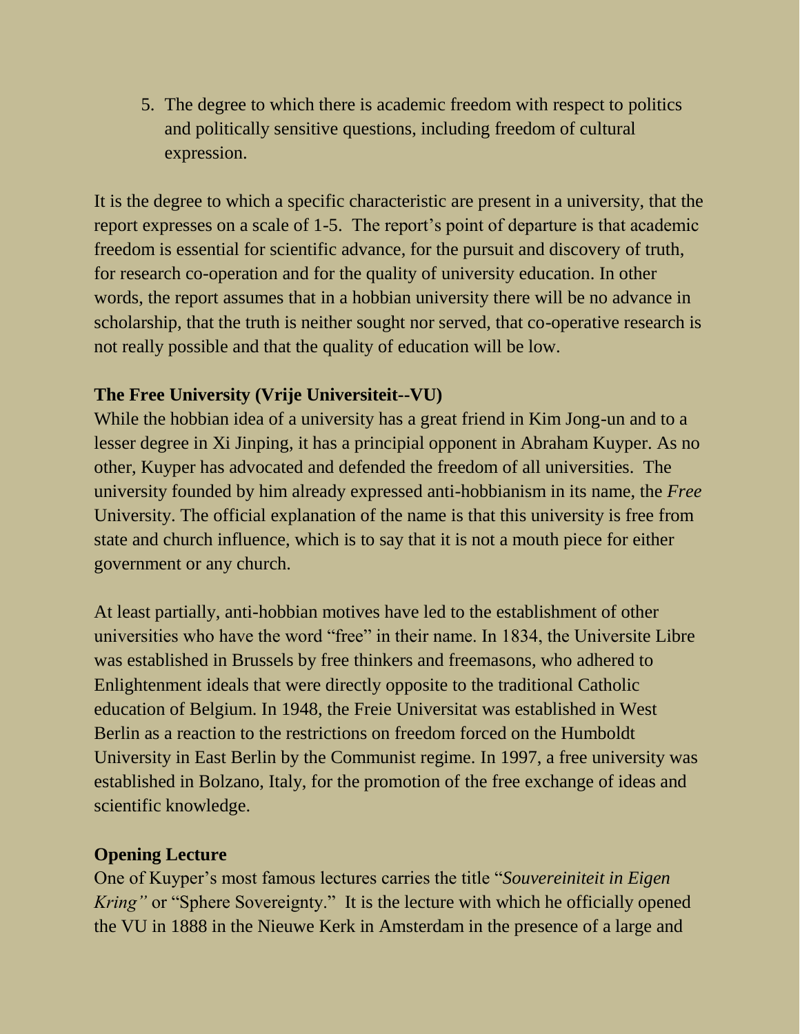5. The degree to which there is academic freedom with respect to politics and politically sensitive questions, including freedom of cultural expression.

It is the degree to which a specific characteristic are present in a university, that the report expresses on a scale of 1-5. The report's point of departure is that academic freedom is essential for scientific advance, for the pursuit and discovery of truth, for research co-operation and for the quality of university education. In other words, the report assumes that in a hobbian university there will be no advance in scholarship, that the truth is neither sought nor served, that co-operative research is not really possible and that the quality of education will be low.

**The Free University (Vrije Universiteit--VU)**

While the hobbian idea of a university has a great friend in Kim Jong-un and to a lesser degree in Xi Jinping, it has a principial opponent in Abraham Kuyper. As no other, Kuyper has advocated and defended the freedom of all universities. The university founded by him already expressed anti-hobbianism in its name, the *Free* University. The official explanation of the name is that this university is free from state and church influence, which is to say that it is not a mouth piece for either government or any church.

At least partially, anti-hobbian motives have led to the establishment of other universities who have the word "free" in their name. In 1834, the Universite Libre was established in Brussels by free thinkers and freemasons, who adhered to Enlightenment ideals that were directly opposite to the traditional Catholic education of Belgium. In 1948, the Freie Universitat was established in West Berlin as a reaction to the restrictions on freedom forced on the Humboldt University in East Berlin by the Communist regime. In 1997, a free university was established in Bolzano, Italy, for the promotion of the free exchange of ideas and scientific knowledge.

**Opening Lecture**

One of Kuyper's most famous lectures carries the title "*Souvereiniteit in Eigen Kring"* or "Sphere Sovereignty." It is the lecture with which he officially opened the VU in 1888 in the Nieuwe Kerk in Amsterdam in the presence of a large and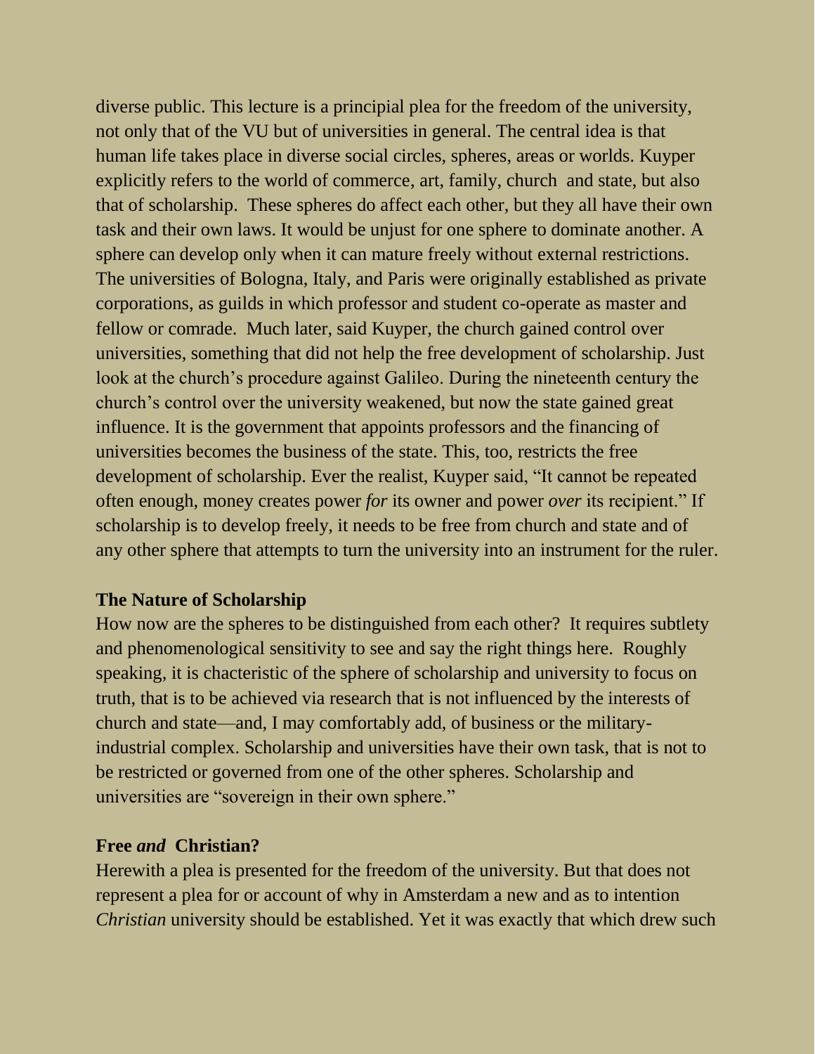diverse public. This lecture is a principial plea for the freedom of the university, not only that of the VU but of universities in general. The central idea is that human life takes place in diverse social circles, spheres, areas or worlds. Kuyper explicitly refers to the world of commerce, art, family, church and state, but also that of scholarship. These spheres do affect each other, but they all have their own task and their own laws. It would be unjust for one sphere to dominate another. A sphere can develop only when it can mature freely without external restrictions. The universities of Bologna, Italy, and Paris were originally established as private corporations, as guilds in which professor and student co-operate as master and fellow or comrade. Much later, said Kuyper, the church gained control over universities, something that did not help the free development of scholarship. Just look at the church's procedure against Galileo. During the nineteenth century the church's control over the university weakened, but now the state gained great influence. It is the government that appoints professors and the financing of universities becomes the business of the state. This, too, restricts the free development of scholarship. Ever the realist, Kuyper said, "It cannot be repeated often enough, money creates power *for* its owner and power *over* its recipient." If scholarship is to develop freely, it needs to be free from church and state and of any other sphere that attempts to turn the university into an instrument for the ruler.

**The Nature of Scholarship**

How now are the spheres to be distinguished from each other? It requires subtlety and phenomenological sensitivity to see and say the right things here. Roughly speaking, it is chacteristic of the sphere of scholarship and university to focus on truth, that is to be achieved via research that is not influenced by the interests of church and state—and, I may comfortably add, of business or the military-industrial complex. Scholarship and universities have their own task, that is not to be restricted or governed from one of the other spheres. Scholarship and universities are "sovereign in their own sphere."

**Free *and* Christian?**

Herewith a plea is presented for the freedom of the university. But that does not represent a plea for or account of why in Amsterdam a new and as to intention *Christian* university should be established. Yet it was exactly that which drew such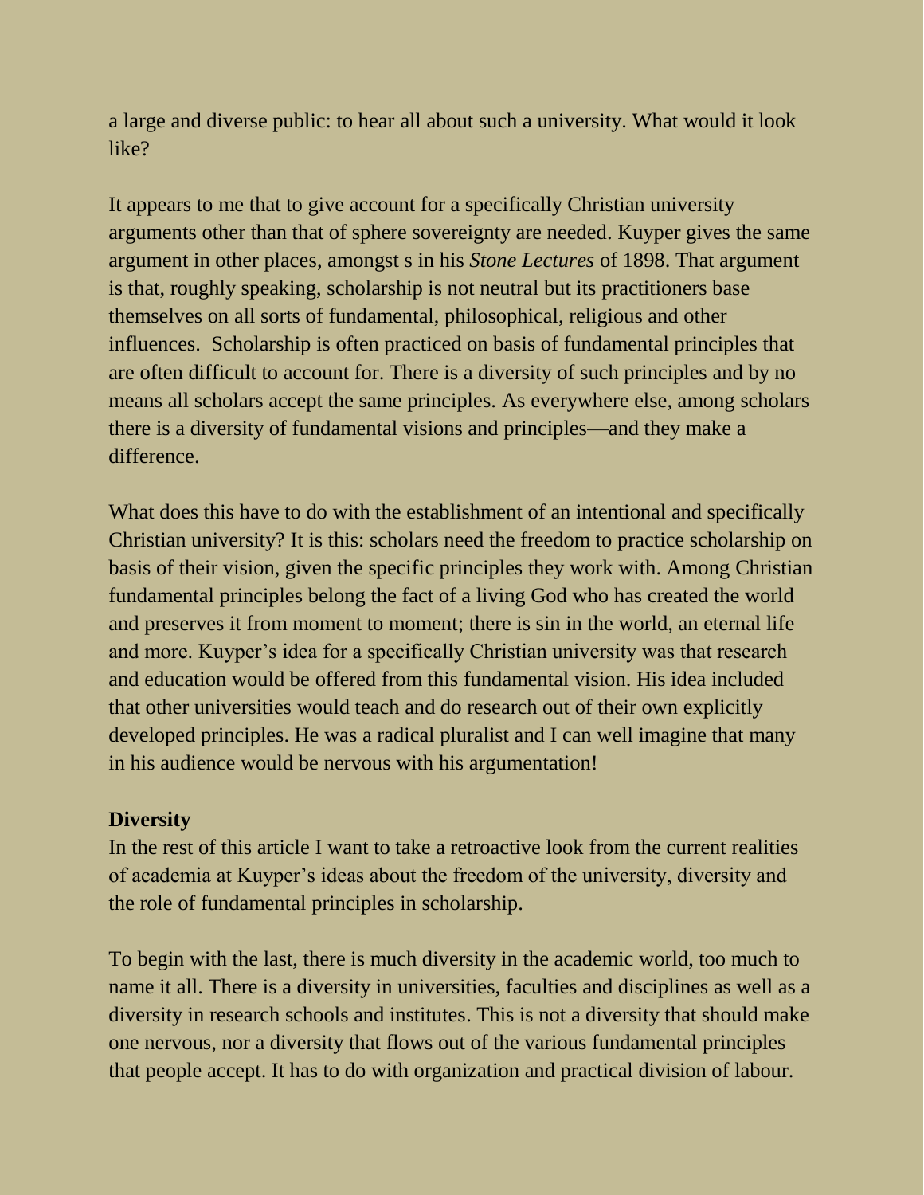a large and diverse public: to hear all about such a university. What would it look like?

It appears to me that to give account for a specifically Christian university arguments other than that of sphere sovereignty are needed. Kuyper gives the same argument in other places, amongst s in his *Stone Lectures* of 1898. That argument is that, roughly speaking, scholarship is not neutral but its practitioners base themselves on all sorts of fundamental, philosophical, religious and other influences.  Scholarship is often practiced on basis of fundamental principles that are often difficult to account for. There is a diversity of such principles and by no means all scholars accept the same principles. As everywhere else, among scholars there is a diversity of fundamental visions and principles—and they make a difference.

What does this have to do with the establishment of an intentional and specifically Christian university? It is this: scholars need the freedom to practice scholarship on basis of their vision, given the specific principles they work with. Among Christian fundamental principles belong the fact of a living God who has created the world and preserves it from moment to moment; there is sin in the world, an eternal life and more. Kuyper's idea for a specifically Christian university was that research and education would be offered from this fundamental vision. His idea included that other universities would teach and do research out of their own explicitly developed principles. He was a radical pluralist and I can well imagine that many in his audience would be nervous with his argumentation!

**Diversity**

In the rest of this article I want to take a retroactive look from the current realities of academia at Kuyper's ideas about the freedom of the university, diversity and the role of fundamental principles in scholarship.

To begin with the last, there is much diversity in the academic world, too much to name it all. There is a diversity in universities, faculties and disciplines as well as a diversity in research schools and institutes. This is not a diversity that should make one nervous, nor a diversity that flows out of the various fundamental principles that people accept. It has to do with organization and practical division of labour.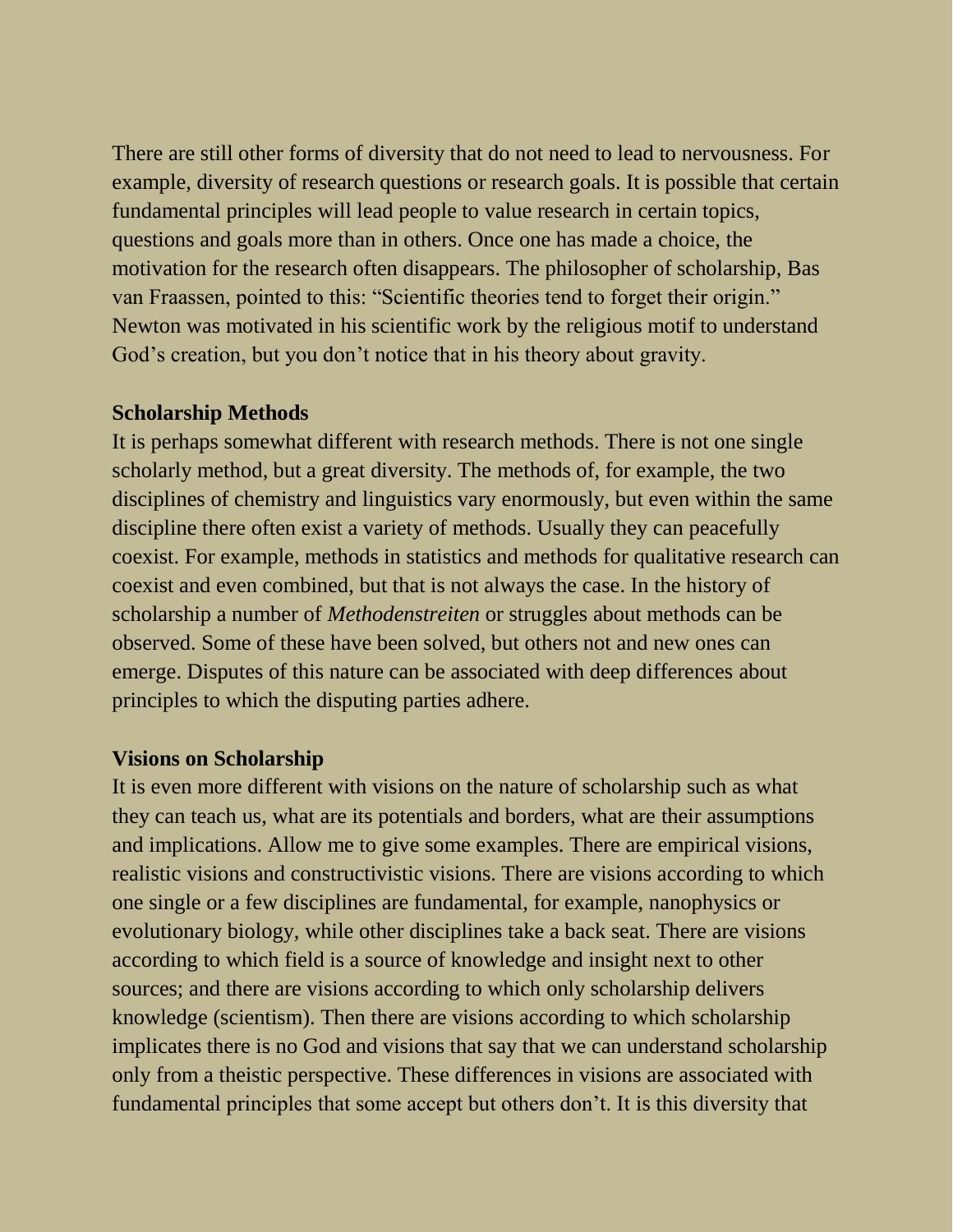There are still other forms of diversity that do not need to lead to nervousness. For example, diversity of research questions or research goals. It is possible that certain fundamental principles will lead people to value research in certain topics, questions and goals more than in others. Once one has made a choice, the motivation for the research often disappears. The philosopher of scholarship, Bas van Fraassen, pointed to this: "Scientific theories tend to forget their origin." Newton was motivated in his scientific work by the religious motif to understand God's creation, but you don't notice that in his theory about gravity.

**Scholarship Methods**

It is perhaps somewhat different with research methods. There is not one single scholarly method, but a great diversity. The methods of, for example, the two disciplines of chemistry and linguistics vary enormously, but even within the same discipline there often exist a variety of methods. Usually they can peacefully coexist. For example, methods in statistics and methods for qualitative research can coexist and even combined, but that is not always the case. In the history of scholarship a number of *Methodenstreiten* or struggles about methods can be observed. Some of these have been solved, but others not and new ones can emerge. Disputes of this nature can be associated with deep differences about principles to which the disputing parties adhere.

**Visions on Scholarship**

It is even more different with visions on the nature of scholarship such as what they can teach us, what are its potentials and borders, what are their assumptions and implications. Allow me to give some examples. There are empirical visions, realistic visions and constructivistic visions. There are visions according to which one single or a few disciplines are fundamental, for example, nanophysics or evolutionary biology, while other disciplines take a back seat. There are visions according to which field is a source of knowledge and insight next to other sources; and there are visions according to which only scholarship delivers knowledge (scientism). Then there are visions according to which scholarship implicates there is no God and visions that say that we can understand scholarship only from a theistic perspective. These differences in visions are associated with fundamental principles that some accept but others don't. It is this diversity that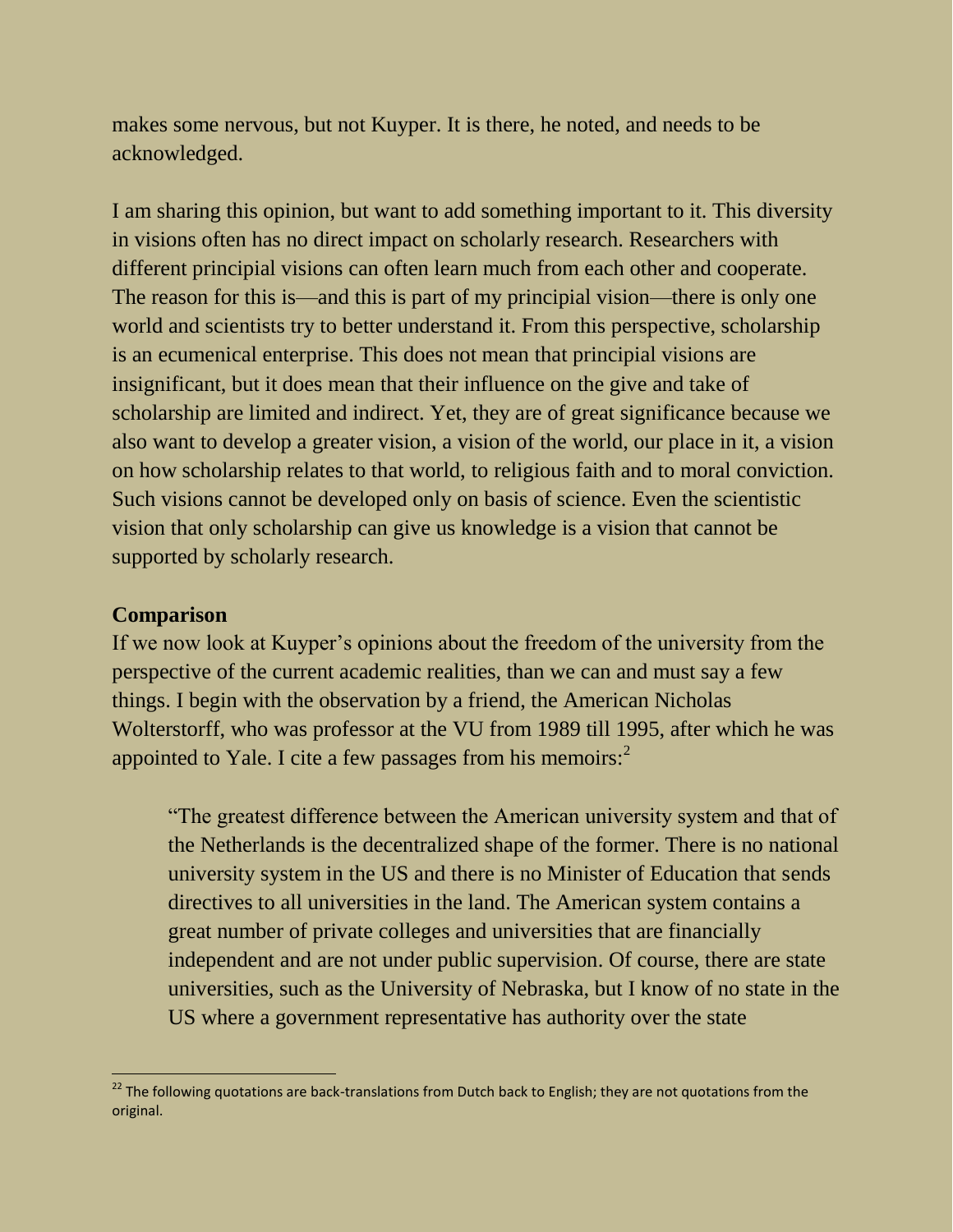makes some nervous, but not Kuyper. It is there, he noted, and needs to be acknowledged.

I am sharing this opinion, but want to add something important to it. This diversity in visions often has no direct impact on scholarly research. Researchers with different principial visions can often learn much from each other and cooperate. The reason for this is—and this is part of my principial vision—there is only one world and scientists try to better understand it. From this perspective, scholarship is an ecumenical enterprise. This does not mean that principial visions are insignificant, but it does mean that their influence on the give and take of scholarship are limited and indirect. Yet, they are of great significance because we also want to develop a greater vision, a vision of the world, our place in it, a vision on how scholarship relates to that world, to religious faith and to moral conviction. Such visions cannot be developed only on basis of science. Even the scientistic vision that only scholarship can give us knowledge is a vision that cannot be supported by scholarly research.

**Comparison**

If we now look at Kuyper's opinions about the freedom of the university from the perspective of the current academic realities, than we can and must say a few things. I begin with the observation by a friend, the American Nicholas Wolterstorff, who was professor at the VU from 1989 till 1995, after which he was appointed to Yale. I cite a few passages from his memoirs:[2]

> "The greatest difference between the American university system and that of the Netherlands is the decentralized shape of the former. There is no national university system in the US and there is no Minister of Education that sends directives to all universities in the land. The American system contains a great number of private colleges and universities that are financially independent and are not under public supervision. Of course, there are state universities, such as the University of Nebraska, but I know of no state in the US where a government representative has authority over the state

---

[22] The following quotations are back-translations from Dutch back to English; they are not quotations from the original.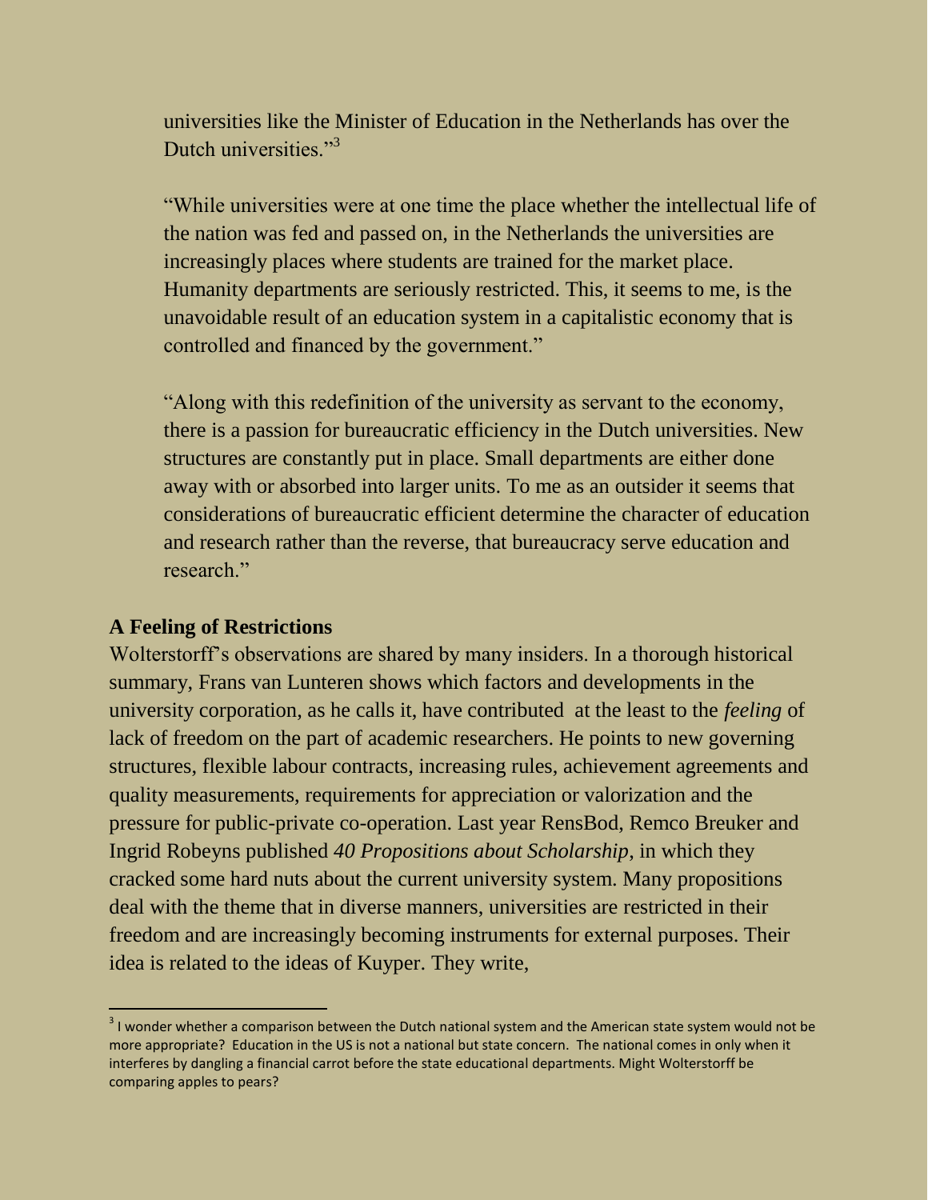universities like the Minister of Education in the Netherlands has over the Dutch universities."[3]

"While universities were at one time the place whether the intellectual life of the nation was fed and passed on, in the Netherlands the universities are increasingly places where students are trained for the market place. Humanity departments are seriously restricted. This, it seems to me, is the unavoidable result of an education system in a capitalistic economy that is controlled and financed by the government."

"Along with this redefinition of the university as servant to the economy, there is a passion for bureaucratic efficiency in the Dutch universities. New structures are constantly put in place. Small departments are either done away with or absorbed into larger units. To me as an outsider it seems that considerations of bureaucratic efficient determine the character of education and research rather than the reverse, that bureaucracy serve education and research."

### A Feeling of Restrictions

Wolterstorff's observations are shared by many insiders. In a thorough historical summary, Frans van Lunteren shows which factors and developments in the university corporation, as he calls it, have contributed at the least to the *feeling* of lack of freedom on the part of academic researchers. He points to new governing structures, flexible labour contracts, increasing rules, achievement agreements and quality measurements, requirements for appreciation or valorization and the pressure for public-private co-operation. Last year RensBod, Remco Breuker and Ingrid Robeyns published *40 Propositions about Scholarship*, in which they cracked some hard nuts about the current university system. Many propositions deal with the theme that in diverse manners, universities are restricted in their freedom and are increasingly becoming instruments for external purposes. Their idea is related to the ideas of Kuyper. They write,

---

[3] I wonder whether a comparison between the Dutch national system and the American state system would not be more appropriate? Education in the US is not a national but state concern. The national comes in only when it interferes by dangling a financial carrot before the state educational departments. Might Wolterstorff be comparing apples to pears?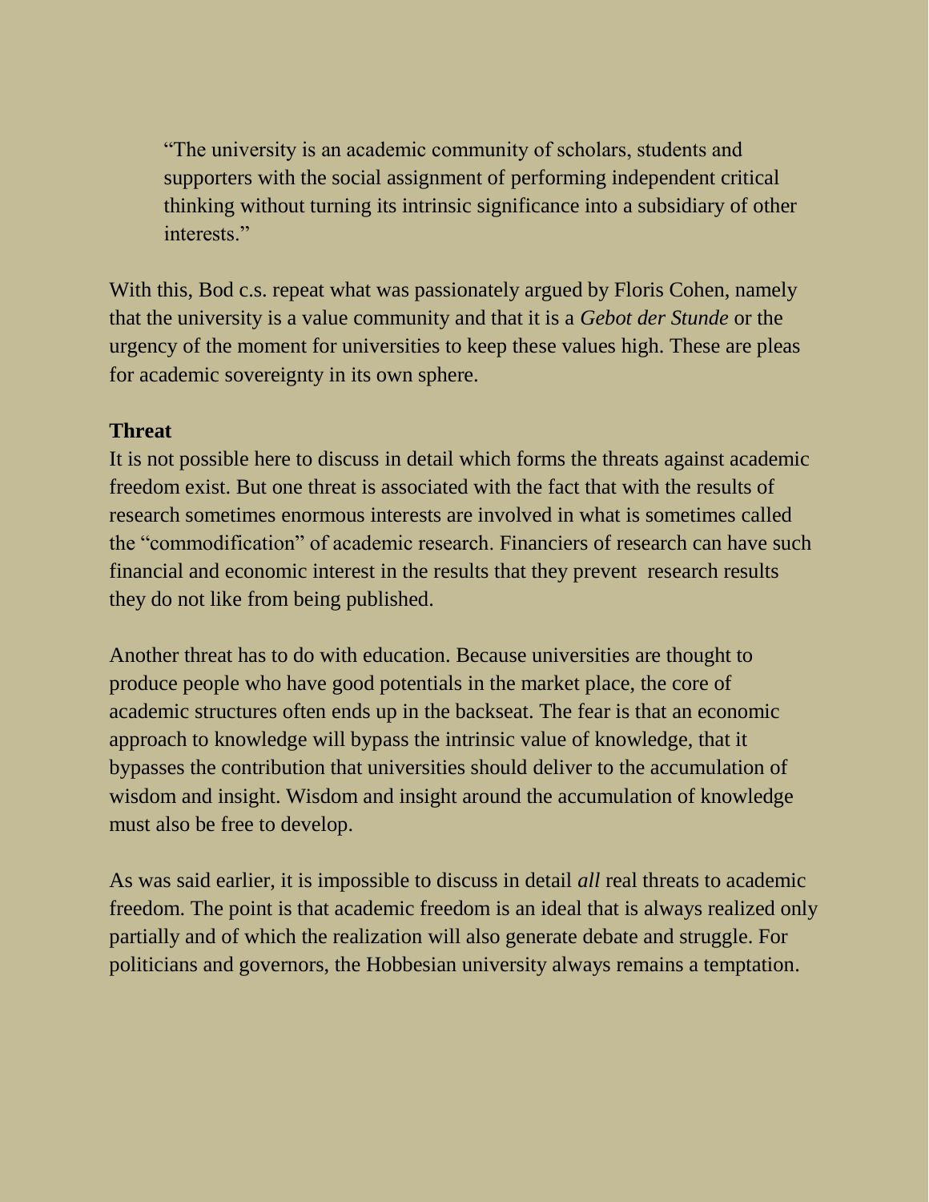> "The university is an academic community of scholars, students and supporters with the social assignment of performing independent critical thinking without turning its intrinsic significance into a subsidiary of other interests."

With this, Bod c.s. repeat what was passionately argued by Floris Cohen, namely that the university is a value community and that it is a *Gebot der Stunde* or the urgency of the moment for universities to keep these values high. These are pleas for academic sovereignty in its own sphere.

**Threat**

It is not possible here to discuss in detail which forms the threats against academic freedom exist. But one threat is associated with the fact that with the results of research sometimes enormous interests are involved in what is sometimes called the "commodification" of academic research. Financiers of research can have such financial and economic interest in the results that they prevent research results they do not like from being published.

Another threat has to do with education. Because universities are thought to produce people who have good potentials in the market place, the core of academic structures often ends up in the backseat. The fear is that an economic approach to knowledge will bypass the intrinsic value of knowledge, that it bypasses the contribution that universities should deliver to the accumulation of wisdom and insight. Wisdom and insight around the accumulation of knowledge must also be free to develop.

As was said earlier, it is impossible to discuss in detail *all* real threats to academic freedom. The point is that academic freedom is an ideal that is always realized only partially and of which the realization will also generate debate and struggle. For politicians and governors, the Hobbesian university always remains a temptation.